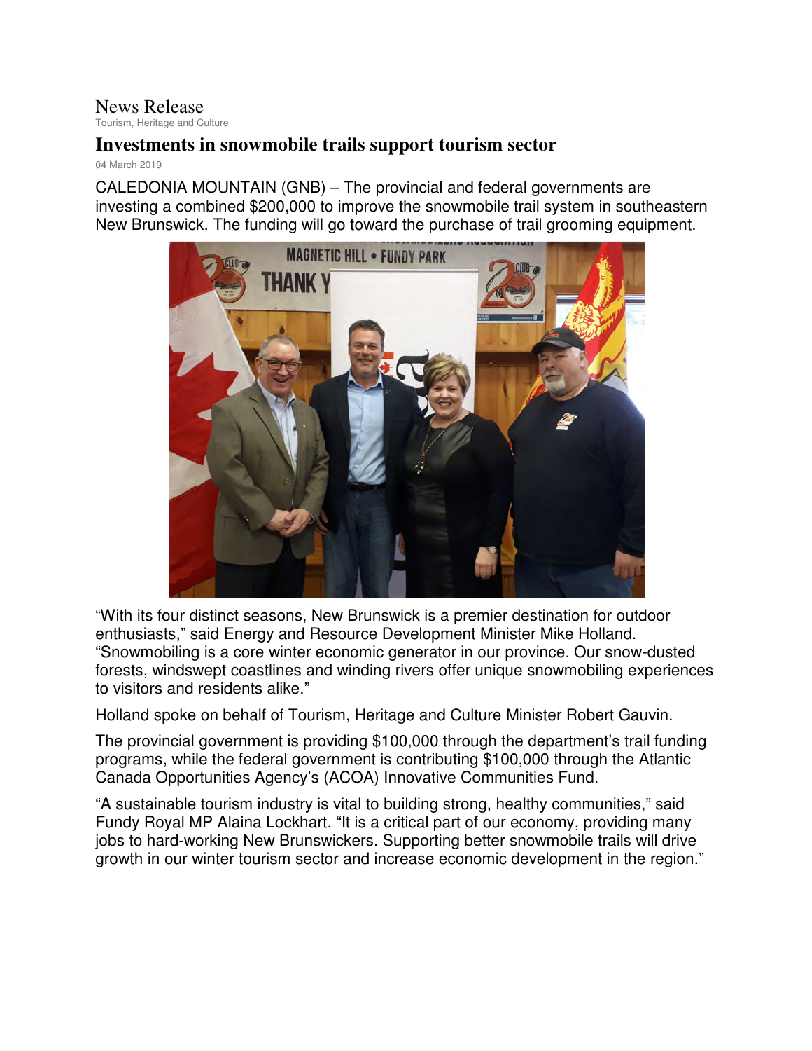News Release

Tourism, Heritage and Culture

# Investments in snowmobile trails support tourism sector

04 March 2019

CALEDONIA MOUNTAIN (GNB) – The provincial and federal governments are investing a combined $200,000 to improve the snowmobile trail system in southeastern New Brunswick. The funding will go toward the purchase of trail grooming equipment.

“With its four distinct seasons, New Brunswick is a premier destination for outdoor enthusiasts,” said Energy and Resource Development Minister Mike Holland. “Snowmobiling is a core winter economic generator in our province. Our snow-dusted forests, windswept coastlines and winding rivers offer unique snowmobiling experiences to visitors and residents alike.”

Holland spoke on behalf of Tourism, Heritage and Culture Minister Robert Gauvin.

The provincial government is providing $100,000 through the department’s trail funding programs, while the federal government is contributing $100,000 through the Atlantic Canada Opportunities Agency’s (ACOA) Innovative Communities Fund.

“A sustainable tourism industry is vital to building strong, healthy communities,” said Fundy Royal MP Alaina Lockhart. “It is a critical part of our economy, providing many jobs to hard-working New Brunswickers. Supporting better snowmobile trails will drive growth in our winter tourism sector and increase economic development in the region.”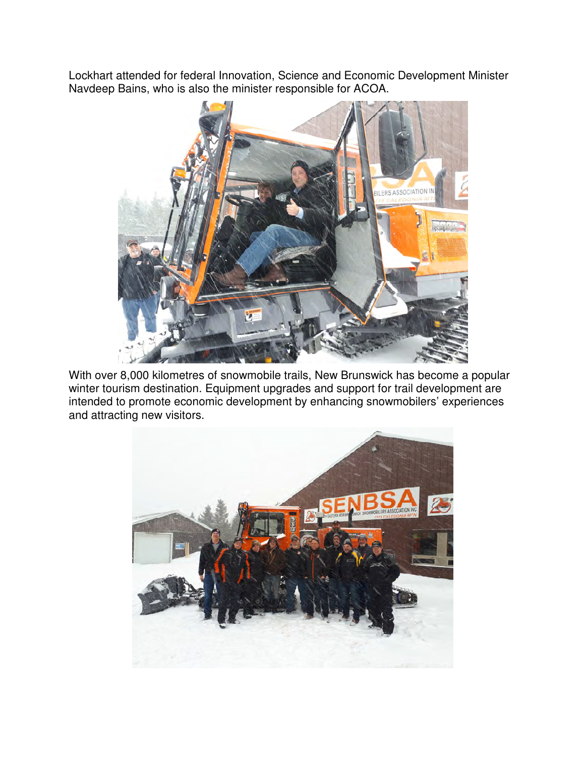Lockhart attended for federal Innovation, Science and Economic Development Minister Navdeep Bains, who is also the minister responsible for ACOA.

With over 8,000 kilometres of snowmobile trails, New Brunswick has become a popular winter tourism destination. Equipment upgrades and support for trail development are intended to promote economic development by enhancing snowmobilers' experiences and attracting new visitors.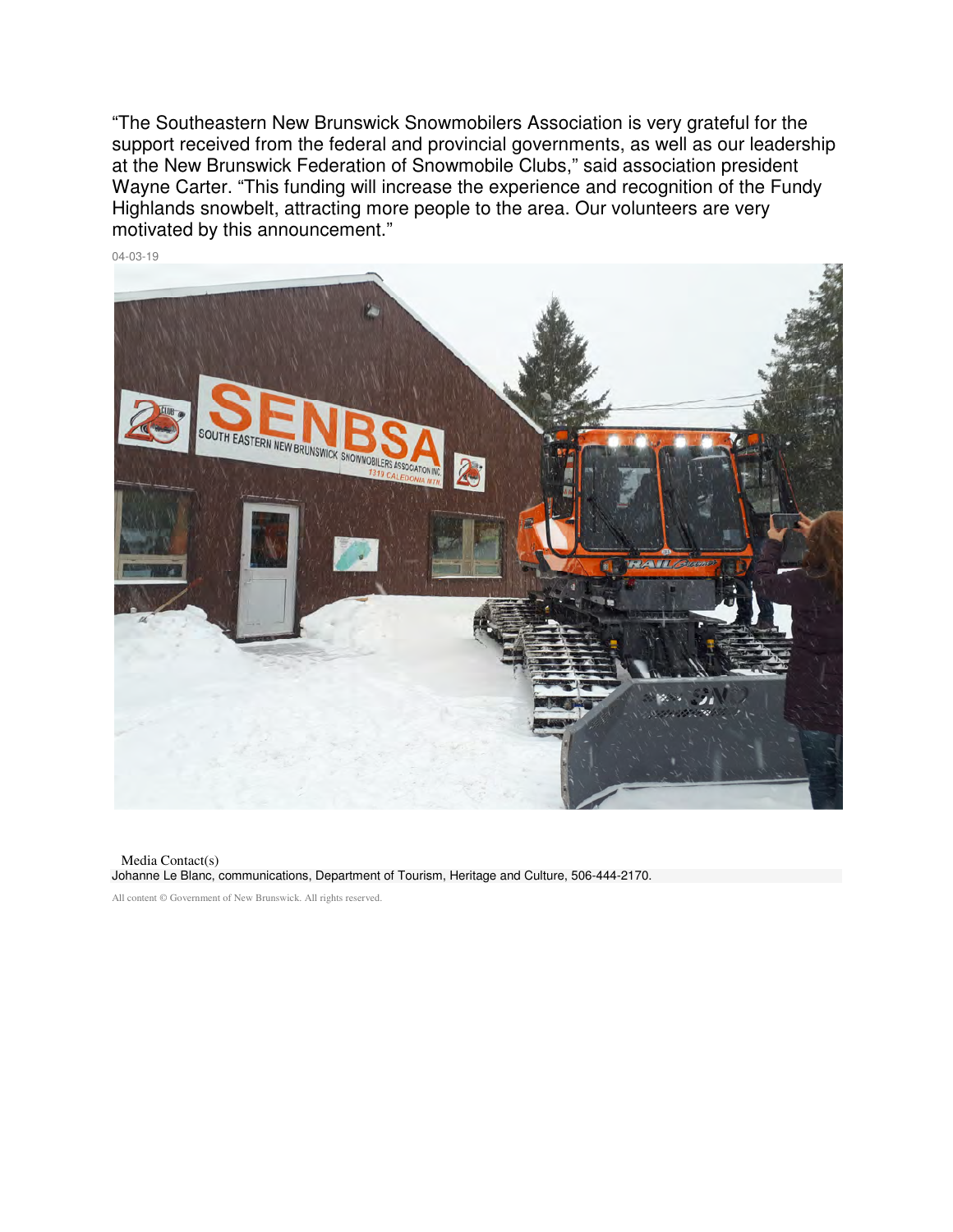"The Southeastern New Brunswick Snowmobilers Association is very grateful for the support received from the federal and provincial governments, as well as our leadership at the New Brunswick Federation of Snowmobile Clubs," said association president Wayne Carter. "This funding will increase the experience and recognition of the Fundy Highlands snowbelt, attracting more people to the area. Our volunteers are very motivated by this announcement."

04-03-19

Media Contact(s)

Johanne Le Blanc, communications, Department of Tourism, Heritage and Culture, 506-444-2170.

All content © Government of New Brunswick. All rights reserved.